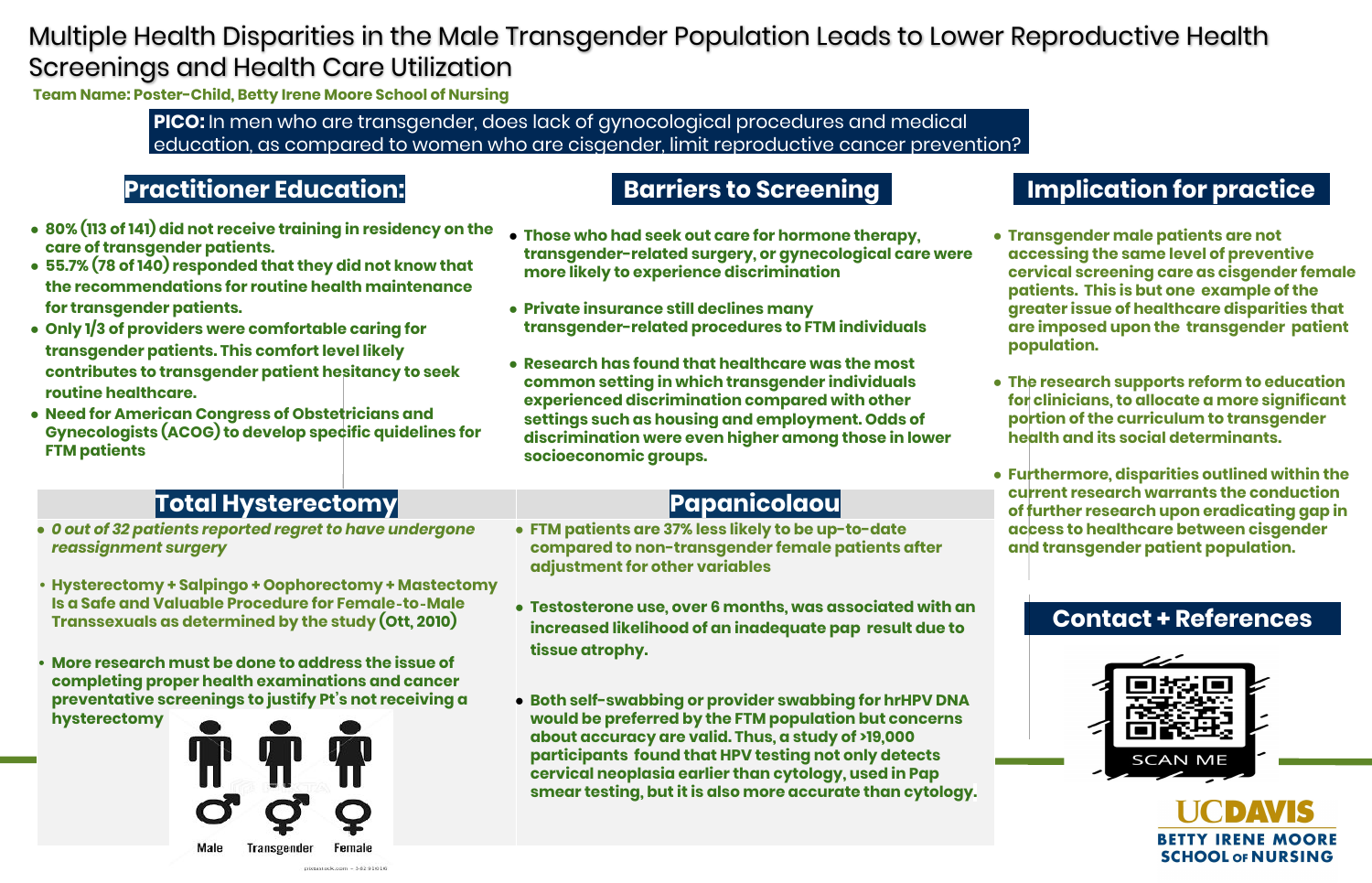# Multiple Health Disparities in the Male Transgender Population Leads to Lower Reproductive Health Screenings and Health Care Utilization

**Team Name: Poster-Child, Betty Irene Moore School of Nursing**

**PICO:** In men who are transgender, does lack of gynocological procedures and medical education, as compared to women who are cisgender, limit reproductive cancer prevention?

## Practitioner Education:

- **80% (113 of 141) did not receive training in residency on the care of transgender patients.**
- **55.7% (78 of 140) responded that they did not know that the recommendations for routine health maintenance for transgender patients.**
- **Only 1/3 of providers were comfortable caring for transgender patients. This comfort level likely contributes to transgender patient hesitancy to seek routine healthcare.**
- **Need for American Congress of Obstetricians and Gynecologists (ACOG) to develop specific quidelines for FTM patients**

## Barriers to Screening

- **Those who had seek out care for hormone therapy, transgender-related surgery, or gynecological care were more likely to experience discrimination**
- **Private insurance still declines many transgender-related procedures to FTM individuals**
- **Research has found that healthcare was the most common setting in which transgender individuals experienced discrimination compared with other settings such as housing and employment. Odds of discrimination were even higher among those in lower socioeconomic groups.**

## Total Hysterectomy

- ***0 out of 32 patients reported regret to have undergone reassignment surgery***
- **Hysterectomy + Salpingo + Oophorectomy + Mastectomy Is a Safe and Valuable Procedure for Female-to-Male Transsexuals as determined by the study (Ott, 2010)**
- **More research must be done to address the issue of completing proper health examinations and cancer preventative screenings to justify Pt's not receiving a hysterectomy**

Male Transgender Female

## Papanicolaou

- **FTM patients are 37% less likely to be up-to-date compared to non-transgender female patients after adjustment for other variables**
- **Testosterone use, over 6 months, was associated with an increased likelihood of an inadequate pap result due to tissue atrophy.**
- **Both self-swabbing or provider swabbing for hrHPV DNA would be preferred by the FTM population but concerns about accuracy are valid. Thus, a study of >19,000 participants found that HPV testing not only detects cervical neoplasia earlier than cytology, used in Pap smear testing, but it is also more accurate than cytology.**

## Implication for practice

- **Transgender male patients are not accessing the same level of preventive cervical screening care as cisgender female patients. This is but one example of the greater issue of healthcare disparities that are imposed upon the transgender patient population.**
- **The research supports reform to education for clinicians, to allocate a more significant portion of the curriculum to transgender health and its social determinants.**
- **Furthermore, disparities outlined within the current research warrants the conduction of further research upon eradicating gap in access to healthcare between cisgender and transgender patient population.**

## Contact + References

SCAN ME

UCDAVIS
BETTY IRENE MOORE SCHOOL OF NURSING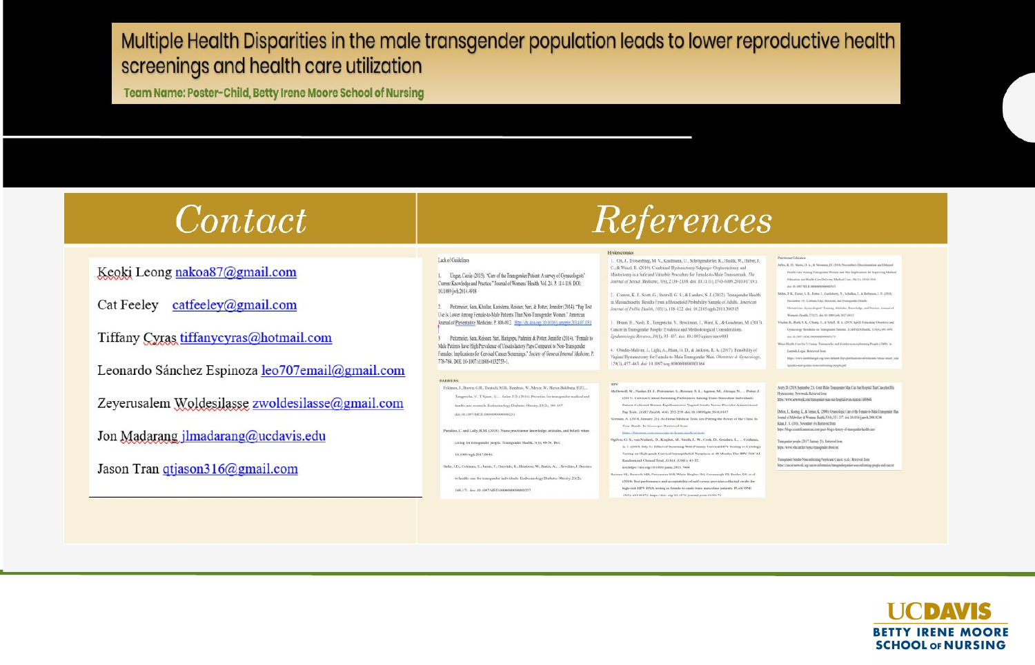# Multiple Health Disparities in the male transgender population leads to lower reproductive health screenings and health care utilization

**Team Name: Poster-Child, Betty Irene Moore School of Nursing**

## Contact

Keoki Leong nakoa87@gmail.com

Cat Feeley catfeeley@gmail.com

Tiffany Cyras tiffanycyras@hotmail.com

Leonardo Sánchez Espinoza leo707email@gmail.com

Zeyerusalem Woldesilasse zwoldesilasse@gmail.com

Jon Madarang jlmadarang@ucdavis.edu

Jason Tran qtjason316@gmail.com

## References

Lack of Guidelines

1. Unger, Cecile (2015). "Care of the Transgender Patient: A survey of Gynecologists' Current Knowledge and Practice." Journal of Women's Health. Vol. 24. P. 114-118. DOI: 10.1089/jwh.2014.4918

2. Peitzmeier, Sara, Khullar, Kanisha, Reisner, Sari, & Potter, Jennifer (2014). "Pap Test Use is Lower Among Female-to-Male Patients Than Non-Transgender Women." American Journal of Preventative Medicine. P. 808-812. http://dx.doi.org/10.1016/j.amepre.2014.07.031

3. Peitzmeier, Sara, Reisner, Sari, Harigopa, Padmini & Potter, Jennifer (2014). "Female to Male Patients have High Prevalence of Unsatisfactory Paps Compared to Non-Transgender Females: Implications for Cervical Cancer Screenings." Society of General Internal Medicine. P. 778-784. DOI: 10-1007/s11606-0132753-1.

BARRIERS

Feldman, J., Brown G.R., Deutsch, M.B., Hembree, W., Meyer, W., Meyer-Bahlburg, H.F.L., Tangpricha, V., T'Sjoen, G.,... Safer, J.D. (2016). Priorities for transgender medical and health care research. Endocrinology Diabetes Obesity, 23(2), 180-187. doi:10.1097/MED.0000000000000231

Paradiso, C. and Lally, R.M. (2018). Nurse practitioner knowledge, attitudes, and beliefs when caring for transgender people. Transgender Health, 3(1), 48-56. Doi: 10.1089/trgh.2017.0048.

Safer, J.D., Coleman, E., Feldman, J., Garofalo, R., Hembree, W., Radix, A.,... Sevelius, J. Barriers to health care for transgender individuals. Endocrinology Diabetes Obesity, 23(2), 168-171. doi: 10.1097/MED.0000000000000227

Hysterectomies

1. Ott, J., Troesenburg, M. V., Kaufmann, U., Schrögendorfer, K., Haslik, W., Huber, J. C., & Wenzl, R. (2010). Combined Hysterectomy/Salpingo-Oophorectomy and Mastectomy is a Safe and Valuable Procedure for Female-to-Male Transsexuals. *The Journal of Sexual Medicine*, 7(6), 2130-2138. doi: 10.1111/j.1743-6109.2010.01719.x

2. Conron, K. J., Scott, G., Stowell, G. S., & Landers, S. J. (2012). Transgender Health in Massachusetts: Results From a Household Probability Sample of Adults. *American Journal of Public Health*, 102(1), 118-122. doi: 10.2105/ajph.2011.300315

3. Braun, H., Nash, R., Tangpricha, V., Brockman, J., Ward, K., & Goodman, M. (2017). Cancer in Transgender People: Evidence and Methodological Considerations. *Epidemiologic Reviews*, 39(1), 93-107. doi: 10.1093/epirev/mxx003

4. Obedin-Maliver, J., Light, A., Haan, G. D., & Jackson, R. A. (2017). Feasibility of Vaginal Hysterectomy for Female-to-Male Transgender Men. *Obstetrics & Gynecology*, 129(3), 457-463. doi: 10.1097/aog.0000000000001864

HPV

McDowell, M., Pardee, D. J., Peitzmeier, S., Reisner, S. L., Agenor, M., Alizaga, N., ... Potter, J. (2017). Cervical Cancer Screening Preferences Among Trans-Masculine Individuals: Patient-Collected Human Papillomavirus Vaginal Swabs Versus Provider-Administered Pap Tests. *LGBT Health*, 4(4), 252-259. doi:10.1089/lgbt.2016.0187

Norman, A. (2018, January 23). At-Home Medical Tests Are Putting the Power of the Clinic In Your Hands. In Leverage. Retrieved from https://futurism.com/...

Ogilvie, G. S., van Niekerk, D., Krajden, M., Smith, L. W., Cook, D., Gondara, L., ... Coldman, A. J. (2018, July 3). Effect of Screening With Primary Cervical HPV Testing vs Cytology Testing on High-grade Cervical Intraepithelial Neoplasia at 48 Months The HPV FOCAL Randomized Clinical Trial. *JAMA*, 320(1), 43-52. doi:https://doi.org/10.1001/jama.2018.7464

Reisner SL, Deutsch MB, Peitzmeier SM, White Hughto JM, Cavanaugh TP, Pardee DJ, et al. (2018) Test performance and acceptability of self-versus provider-collected swabs for high-risk HPV DNA testing in female-to-male trans masculine patients. PLoS ONE 13(3): e0190172. https://doi.org/10.1371/journal.pone.0190172

Practitioner Education

Jaffee, K. D., Shires, D. A., & Stroumsa, D. (2016, November). Discrimination and Delayed Health Care Among Transgender Women and Men Implications for Improving Medical Education and Health Care Delivery. Medical Care, 54(11), 1010-1016. doi: 10.1097/MLR.0000000000000583

Mehta, P. K., Easter, S. R., Potter, J., Castleberry, N., Schulkin, J., & Robinson, J. N. (2018, December 19). Lesbian, Gay, Bisexual, and Transgender Health: Obstetrician-Gynecologists' Training, Attitudes, Knowledge, and Practice. Journal of Women's Health, 27(12). doi: 10.1089/jwh.2017.6912

Vinekar, K., Rush, S. K., Chiang, S., & Schiff, M. A. (2019, April). Educating Obstetrics and Gynecology Residents on Transgender Patients. LGBT Health, 6(3), 691-699. doi: 10.1097/AOG.0000000000003173

When Health Care Isn't Caring: Transgender and Gender-nonconforming People (2009). In Lambda Legal. Retrieved from https://www.lambdalegal.org/sites/default/files/publications/downloads/whcic-insert_transgender-and-gender-nonconforming-people.pdf

Avery, D. (2019, September 23). Court Rules Transgender Man Can Sue Hospital That Cancelled His Hysterectomy. Newsweek. Retrieved from https://www.newsweek.com/transgender-man-sue-hospital-evan-minton-1460604

Dutton, L., Koenig, K., & Fennie, K. (2008) Gynecologic Care of the Female-to-Male Transgender Man. Journal of Midwifery & Women's Health, 53(4), 331-337. doi: 10.1016/j.jmwh.2008.02.003

Klein, F. S. (2018, November 16) Retrieved from https://blogs.scientificamerican.com/guest-blog/a-history-of-transgender-health-care/

Transgender people (2017, January 20). Retrieved from https://www.who.int/hiv/topics/transgender/about/en/

Transgender/Gender Nonconforming People and Cancer. (n.d.). Retrieved from https://cancer-network.org/cancer-information/transgender-and-gender-nonconforming-people-and-cancer/